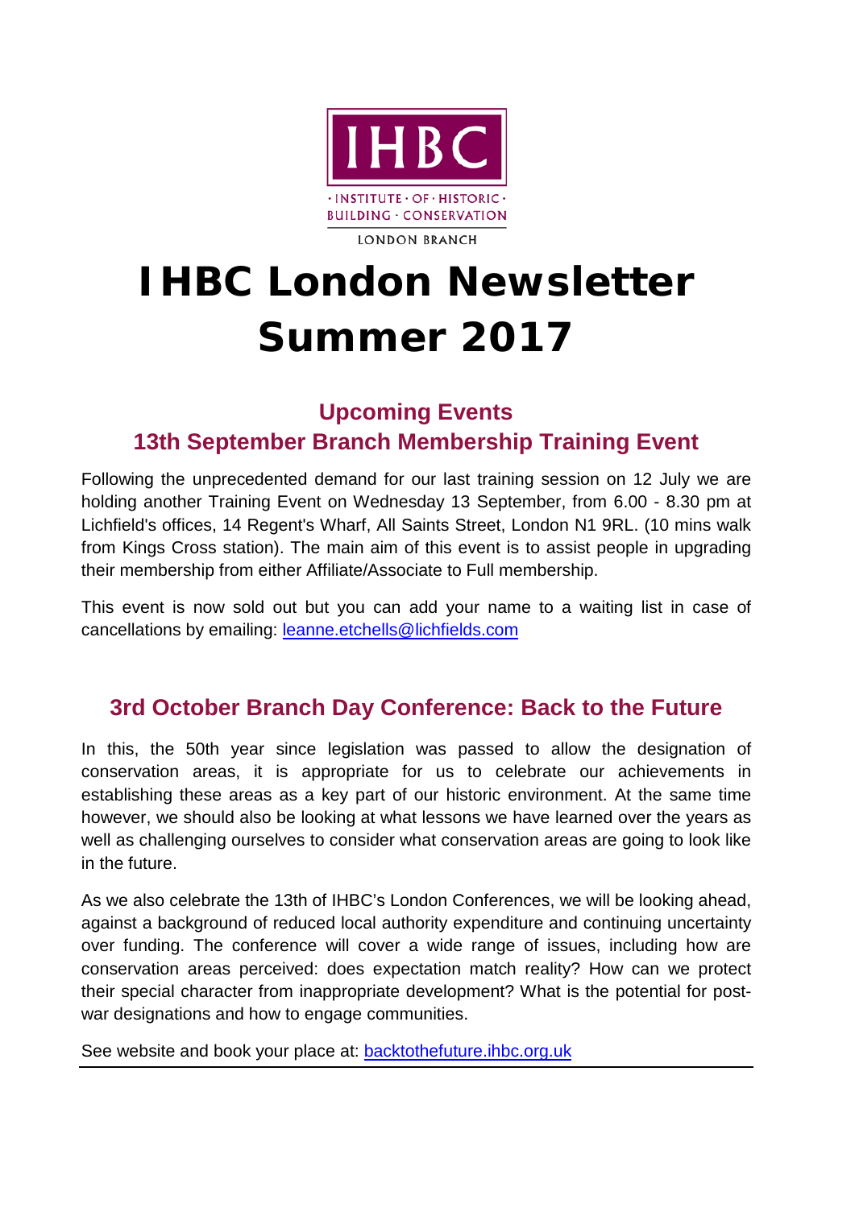IHBC

· INSTITUTE · OF · HISTORIC ·
BUILDING · CONSERVATION

LONDON BRANCH

# IHBC London Newsletter Summer 2017

## Upcoming Events

## 13th September Branch Membership Training Event

Following the unprecedented demand for our last training session on 12 July we are holding another Training Event on Wednesday 13 September, from 6.00 - 8.30 pm at Lichfield's offices, 14 Regent's Wharf, All Saints Street, London N1 9RL. (10 mins walk from Kings Cross station). The main aim of this event is to assist people in upgrading their membership from either Affiliate/Associate to Full membership.

This event is now sold out but you can add your name to a waiting list in case of cancellations by emailing: [leanne.etchells@lichfields.com](mailto:leanne.etchells@lichfields.com)

## 3rd October Branch Day Conference: Back to the Future

In this, the 50th year since legislation was passed to allow the designation of conservation areas, it is appropriate for us to celebrate our achievements in establishing these areas as a key part of our historic environment. At the same time however, we should also be looking at what lessons we have learned over the years as well as challenging ourselves to consider what conservation areas are going to look like in the future.

As we also celebrate the 13th of IHBC's London Conferences, we will be looking ahead, against a background of reduced local authority expenditure and continuing uncertainty over funding. The conference will cover a wide range of issues, including how are conservation areas perceived: does expectation match reality? How can we protect their special character from inappropriate development? What is the potential for post-war designations and how to engage communities.

See website and book your place at: [backtothefuture.ihbc.org.uk](http://backtothefuture.ihbc.org.uk)

---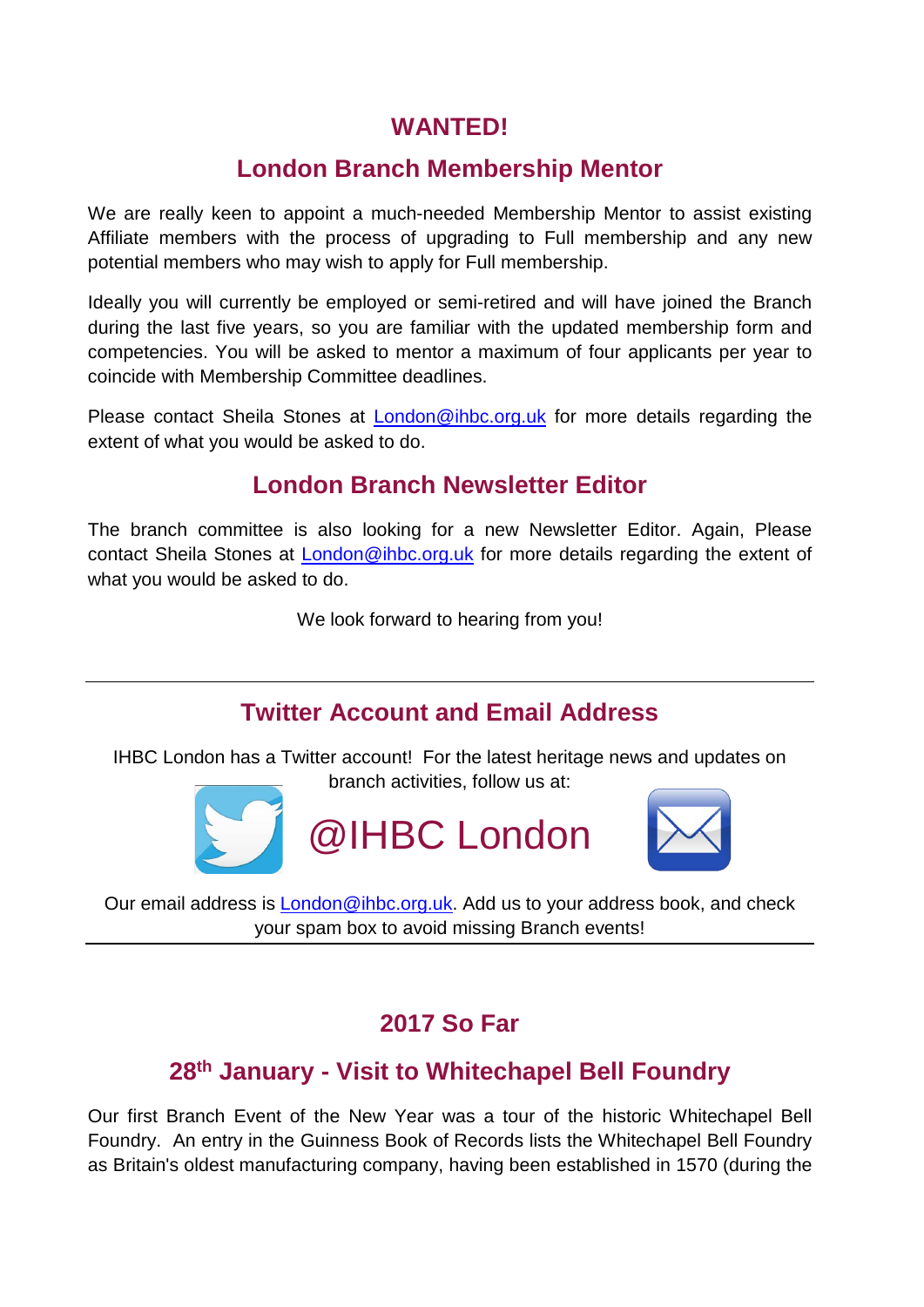## WANTED!

## London Branch Membership Mentor

We are really keen to appoint a much-needed Membership Mentor to assist existing Affiliate members with the process of upgrading to Full membership and any new potential members who may wish to apply for Full membership.

Ideally you will currently be employed or semi-retired and will have joined the Branch during the last five years, so you are familiar with the updated membership form and competencies. You will be asked to mentor a maximum of four applicants per year to coincide with Membership Committee deadlines.

Please contact Sheila Stones at London@ihbc.org.uk for more details regarding the extent of what you would be asked to do.

## London Branch Newsletter Editor

The branch committee is also looking for a new Newsletter Editor. Again, Please contact Sheila Stones at London@ihbc.org.uk for more details regarding the extent of what you would be asked to do.

We look forward to hearing from you!

---

## Twitter Account and Email Address

IHBC London has a Twitter account! For the latest heritage news and updates on branch activities, follow us at:

@IHBC London

Our email address is London@ihbc.org.uk. Add us to your address book, and check your spam box to avoid missing Branch events!

---

## 2017 So Far

## 28th January - Visit to Whitechapel Bell Foundry

Our first Branch Event of the New Year was a tour of the historic Whitechapel Bell Foundry. An entry in the Guinness Book of Records lists the Whitechapel Bell Foundry as Britain's oldest manufacturing company, having been established in 1570 (during the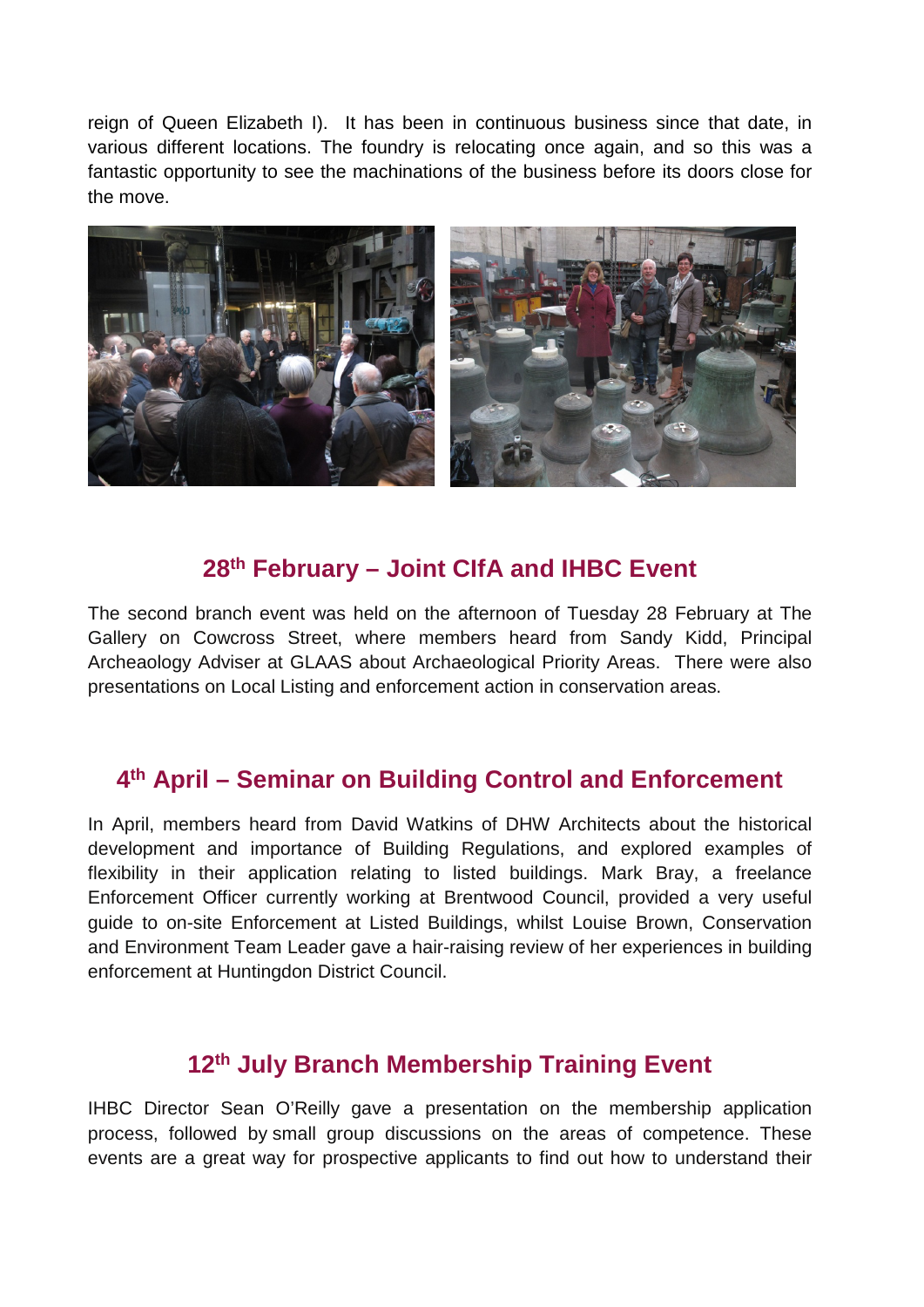reign of Queen Elizabeth I). It has been in continuous business since that date, in various different locations. The foundry is relocating once again, and so this was a fantastic opportunity to see the machinations of the business before its doors close for the move.

## 28th February – Joint CIfA and IHBC Event

The second branch event was held on the afternoon of Tuesday 28 February at The Gallery on Cowcross Street, where members heard from Sandy Kidd, Principal Archeaology Adviser at GLAAS about Archaeological Priority Areas. There were also presentations on Local Listing and enforcement action in conservation areas.

## 4th April – Seminar on Building Control and Enforcement

In April, members heard from David Watkins of DHW Architects about the historical development and importance of Building Regulations, and explored examples of flexibility in their application relating to listed buildings. Mark Bray, a freelance Enforcement Officer currently working at Brentwood Council, provided a very useful guide to on-site Enforcement at Listed Buildings, whilst Louise Brown, Conservation and Environment Team Leader gave a hair-raising review of her experiences in building enforcement at Huntingdon District Council.

## 12th July Branch Membership Training Event

IHBC Director Sean O'Reilly gave a presentation on the membership application process, followed by small group discussions on the areas of competence. These events are a great way for prospective applicants to find out how to understand their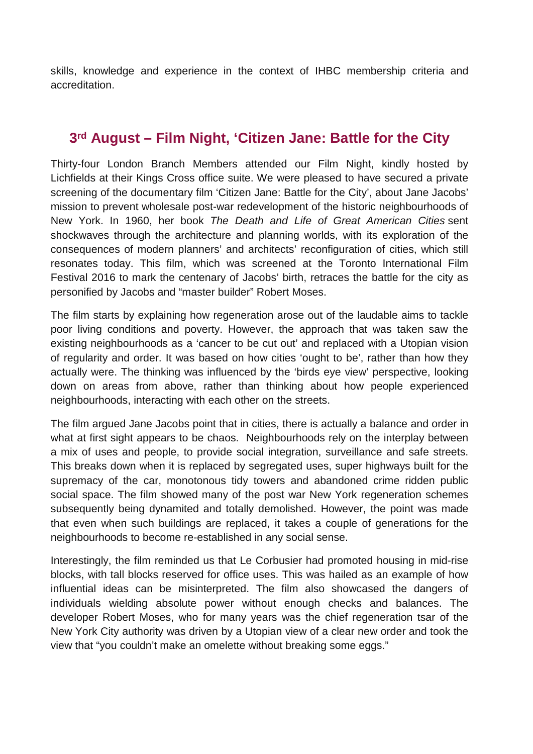skills, knowledge and experience in the context of IHBC membership criteria and accreditation.

## 3rd August – Film Night, 'Citizen Jane: Battle for the City

Thirty-four London Branch Members attended our Film Night, kindly hosted by Lichfields at their Kings Cross office suite. We were pleased to have secured a private screening of the documentary film 'Citizen Jane: Battle for the City', about Jane Jacobs' mission to prevent wholesale post-war redevelopment of the historic neighbourhoods of New York. In 1960, her book *The Death and Life of Great American Cities* sent shockwaves through the architecture and planning worlds, with its exploration of the consequences of modern planners' and architects' reconfiguration of cities, which still resonates today. This film, which was screened at the Toronto International Film Festival 2016 to mark the centenary of Jacobs' birth, retraces the battle for the city as personified by Jacobs and "master builder" Robert Moses.

The film starts by explaining how regeneration arose out of the laudable aims to tackle poor living conditions and poverty. However, the approach that was taken saw the existing neighbourhoods as a 'cancer to be cut out' and replaced with a Utopian vision of regularity and order. It was based on how cities 'ought to be', rather than how they actually were. The thinking was influenced by the 'birds eye view' perspective, looking down on areas from above, rather than thinking about how people experienced neighbourhoods, interacting with each other on the streets.

The film argued Jane Jacobs point that in cities, there is actually a balance and order in what at first sight appears to be chaos. Neighbourhoods rely on the interplay between a mix of uses and people, to provide social integration, surveillance and safe streets. This breaks down when it is replaced by segregated uses, super highways built for the supremacy of the car, monotonous tidy towers and abandoned crime ridden public social space. The film showed many of the post war New York regeneration schemes subsequently being dynamited and totally demolished. However, the point was made that even when such buildings are replaced, it takes a couple of generations for the neighbourhoods to become re-established in any social sense.

Interestingly, the film reminded us that Le Corbusier had promoted housing in mid-rise blocks, with tall blocks reserved for office uses. This was hailed as an example of how influential ideas can be misinterpreted. The film also showcased the dangers of individuals wielding absolute power without enough checks and balances. The developer Robert Moses, who for many years was the chief regeneration tsar of the New York City authority was driven by a Utopian view of a clear new order and took the view that "you couldn't make an omelette without breaking some eggs."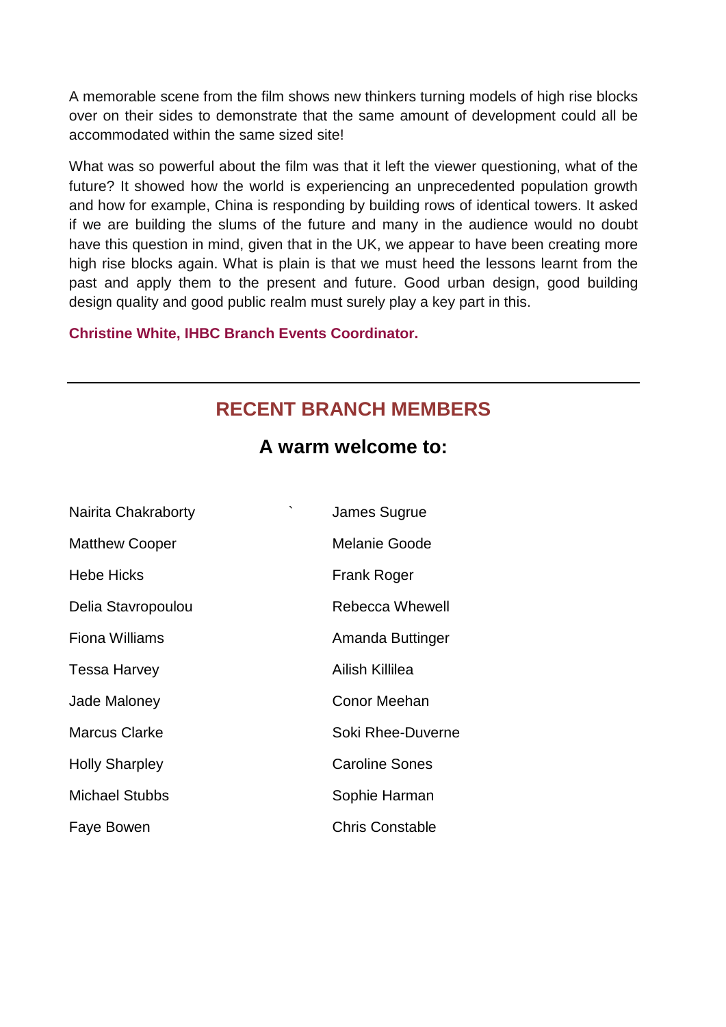A memorable scene from the film shows new thinkers turning models of high rise blocks over on their sides to demonstrate that the same amount of development could all be accommodated within the same sized site!

What was so powerful about the film was that it left the viewer questioning, what of the future? It showed how the world is experiencing an unprecedented population growth and how for example, China is responding by building rows of identical towers. It asked if we are building the slums of the future and many in the audience would no doubt have this question in mind, given that in the UK, we appear to have been creating more high rise blocks again. What is plain is that we must heed the lessons learnt from the past and apply them to the present and future. Good urban design, good building design quality and good public realm must surely play a key part in this.

**Christine White, IHBC Branch Events Coordinator.**

---

## RECENT BRANCH MEMBERS

### A warm welcome to:

| | |
|---|---|
| Nairita Chakraborty | James Sugrue |
| Matthew Cooper | Melanie Goode |
| Hebe Hicks | Frank Roger |
| Delia Stavropoulou | Rebecca Whewell |
| Fiona Williams | Amanda Buttinger |
| Tessa Harvey | Ailish Killilea |
| Jade Maloney | Conor Meehan |
| Marcus Clarke | Soki Rhee-Duverne |
| Holly Sharpley | Caroline Sones |
| Michael Stubbs | Sophie Harman |
| Faye Bowen | Chris Constable |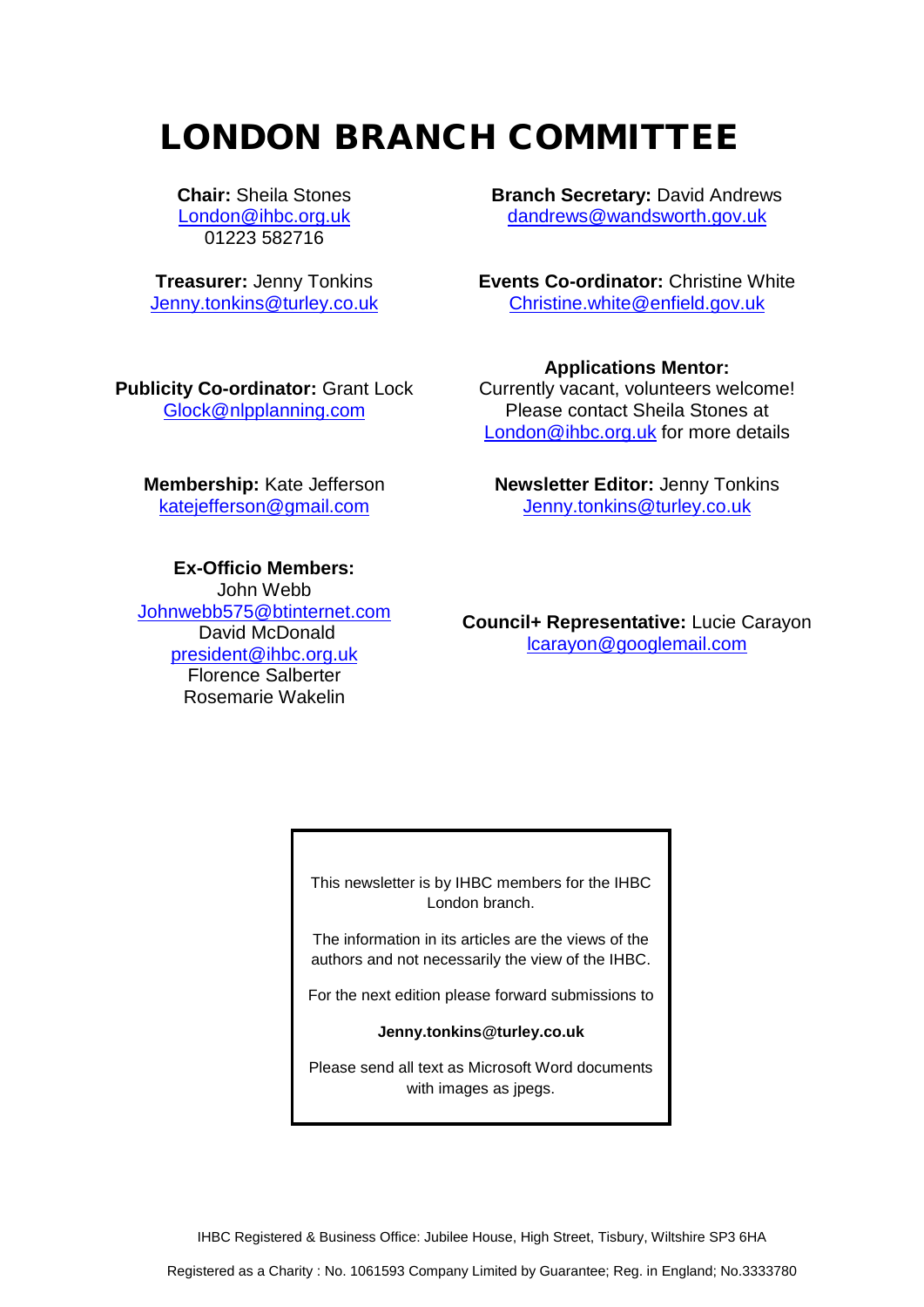# LONDON BRANCH COMMITTEE

**Chair:** Sheila Stones
London@ihbc.org.uk
01223 582716

**Branch Secretary:** David Andrews
dandrews@wandsworth.gov.uk

**Treasurer:** Jenny Tonkins
Jenny.tonkins@turley.co.uk

**Events Co-ordinator:** Christine White
Christine.white@enfield.gov.uk

**Publicity Co-ordinator:** Grant Lock
Glock@nlpplanning.com

**Applications Mentor:**
Currently vacant, volunteers welcome!
Please contact Sheila Stones at London@ihbc.org.uk for more details

**Membership:** Kate Jefferson
katejefferson@gmail.com

**Newsletter Editor:** Jenny Tonkins
Jenny.tonkins@turley.co.uk

**Ex-Officio Members:**
John Webb
Johnwebb575@btinternet.com
David McDonald
president@ihbc.org.uk
Florence Salberter
Rosemarie Wakelin

**Council+ Representative:** Lucie Carayon
lcarayon@googlemail.com

This newsletter is by IHBC members for the IHBC London branch.

The information in its articles are the views of the authors and not necessarily the view of the IHBC.

For the next edition please forward submissions to

**Jenny.tonkins@turley.co.uk**

Please send all text as Microsoft Word documents with images as jpegs.

IHBC Registered & Business Office: Jubilee House, High Street, Tisbury, Wiltshire SP3 6HA

Registered as a Charity : No. 1061593 Company Limited by Guarantee; Reg. in England; No.3333780